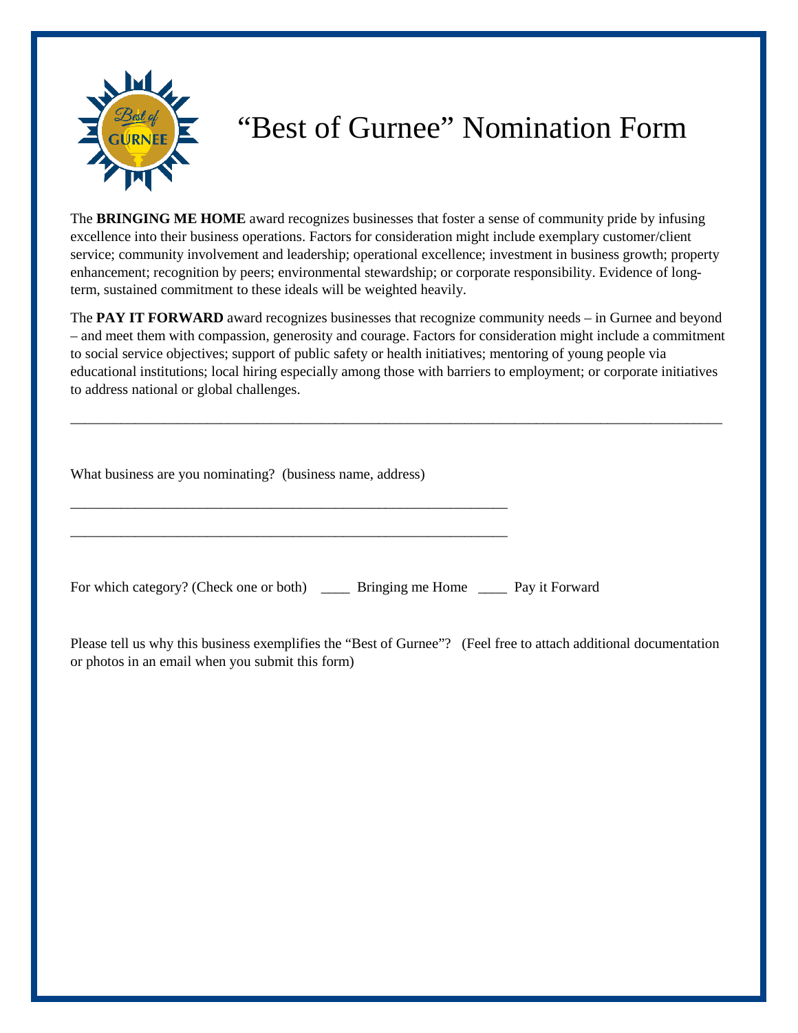# “Best of Gurnee” Nomination Form

The **BRINGING ME HOME** award recognizes businesses that foster a sense of community pride by infusing excellence into their business operations. Factors for consideration might include exemplary customer/client service; community involvement and leadership; operational excellence; investment in business growth; property enhancement; recognition by peers; environmental stewardship; or corporate responsibility. Evidence of long-term, sustained commitment to these ideals will be weighted heavily.

The **PAY IT FORWARD** award recognizes businesses that recognize community needs – in Gurnee and beyond – and meet them with compassion, generosity and courage. Factors for consideration might include a commitment to social service objectives; support of public safety or health initiatives; mentoring of young people via educational institutions; local hiring especially among those with barriers to employment; or corporate initiatives to address national or global challenges.

---

What business are you nominating? (business name, address)

______________________________________________________________

______________________________________________________________

For which category? (Check one or both) ____ Bringing me Home ____ Pay it Forward

Please tell us why this business exemplifies the “Best of Gurnee”? (Feel free to attach additional documentation or photos in an email when you submit this form)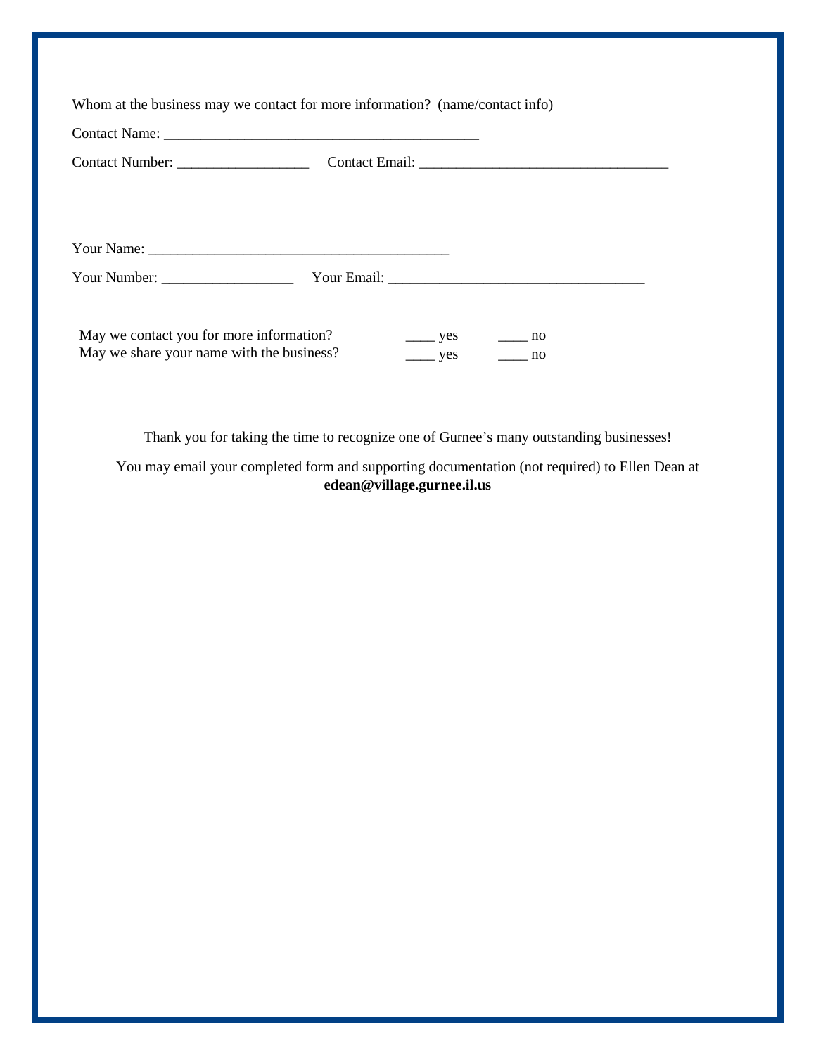Whom at the business may we contact for more information? (name/contact info)

Contact Name: ____________________________________________

Contact Number: __________________ Contact Email: __________________________________

Your Name: __________________________________________

Your Number: __________________ Your Email: ___________________________________

May we contact you for more information? ____ yes ____ no
May we share your name with the business? ____ yes ____ no

Thank you for taking the time to recognize one of Gurnee's many outstanding businesses!

You may email your completed form and supporting documentation (not required) to Ellen Dean at **edean@village.gurnee.il.us**